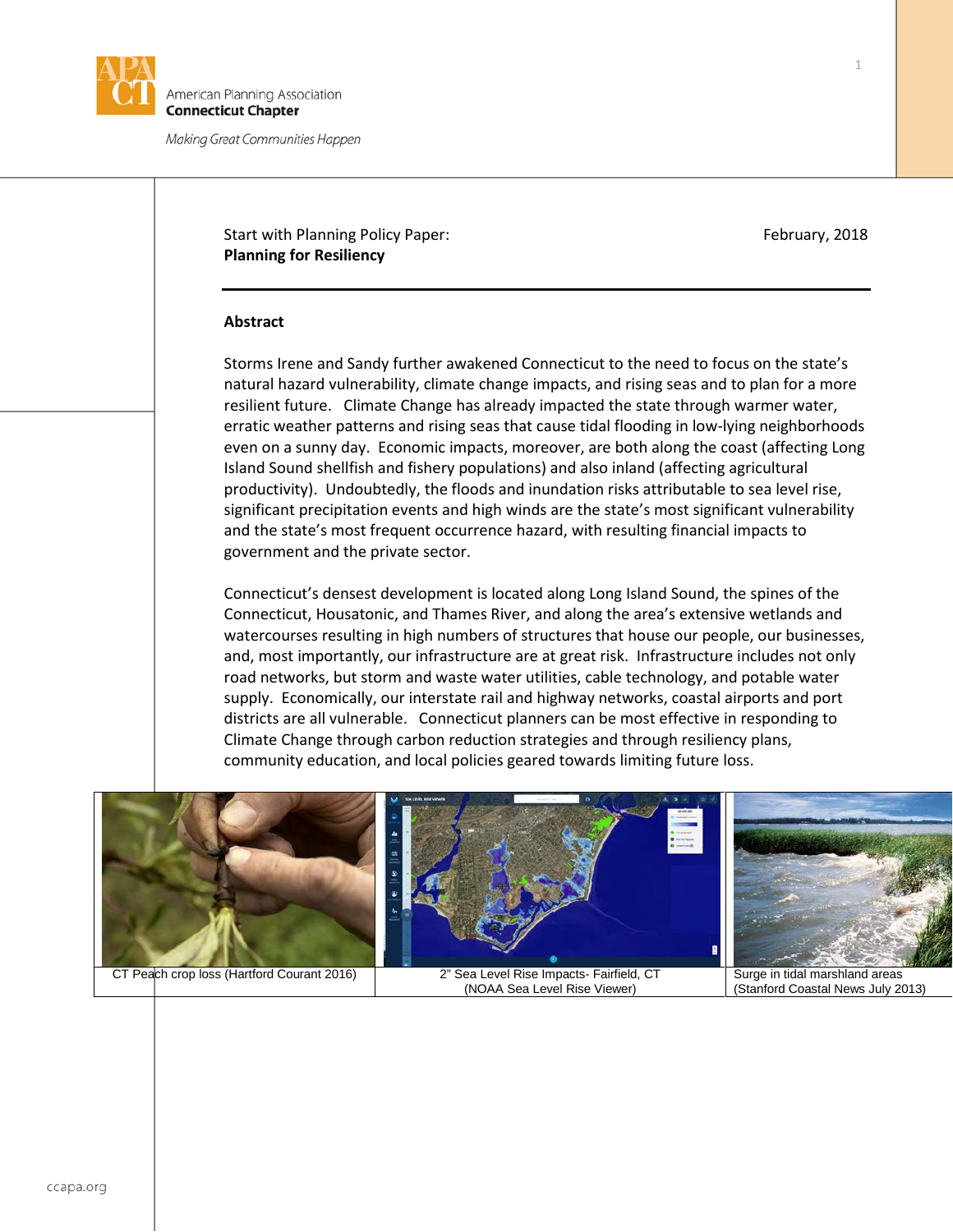American Planning Association
**Connecticut Chapter**

*Making Great Communities Happen*

Start with Planning Policy Paper: February, 2018

**Planning for Resiliency**

---

## Abstract

Storms Irene and Sandy further awakened Connecticut to the need to focus on the state's natural hazard vulnerability, climate change impacts, and rising seas and to plan for a more resilient future. Climate Change has already impacted the state through warmer water, erratic weather patterns and rising seas that cause tidal flooding in low-lying neighborhoods even on a sunny day. Economic impacts, moreover, are both along the coast (affecting Long Island Sound shellfish and fishery populations) and also inland (affecting agricultural productivity). Undoubtedly, the floods and inundation risks attributable to sea level rise, significant precipitation events and high winds are the state's most significant vulnerability and the state's most frequent occurrence hazard, with resulting financial impacts to government and the private sector.

Connecticut's densest development is located along Long Island Sound, the spines of the Connecticut, Housatonic, and Thames River, and along the area's extensive wetlands and watercourses resulting in high numbers of structures that house our people, our businesses, and, most importantly, our infrastructure are at great risk. Infrastructure includes not only road networks, but storm and waste water utilities, cable technology, and potable water supply. Economically, our interstate rail and highway networks, coastal airports and port districts are all vulnerable. Connecticut planners can be most effective in responding to Climate Change through carbon reduction strategies and through resiliency plans, community education, and local policies geared towards limiting future loss.

| CT Peach crop loss (Hartford Courant 2016) | 2" Sea Level Rise Impacts- Fairfield, CT (NOAA Sea Level Rise Viewer) | Surge in tidal marshland areas (Stanford Coastal News July 2013) |
|---|---|---|

ccapa.org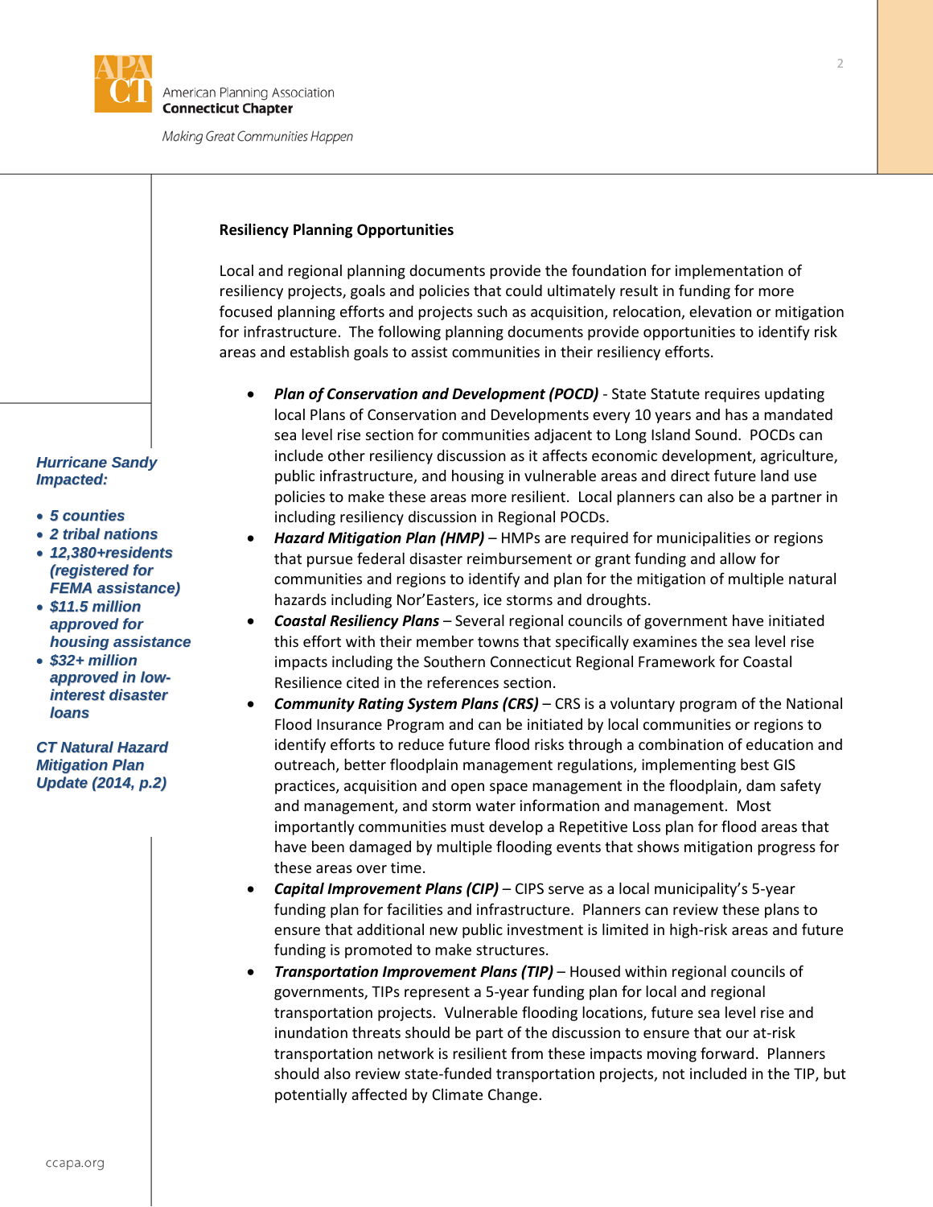## Resiliency Planning Opportunities

Local and regional planning documents provide the foundation for implementation of resiliency projects, goals and policies that could ultimately result in funding for more focused planning efforts and projects such as acquisition, relocation, elevation or mitigation for infrastructure. The following planning documents provide opportunities to identify risk areas and establish goals to assist communities in their resiliency efforts.

- ***Plan of Conservation and Development (POCD)*** - State Statute requires updating local Plans of Conservation and Developments every 10 years and has a mandated sea level rise section for communities adjacent to Long Island Sound. POCDs can include other resiliency discussion as it affects economic development, agriculture, public infrastructure, and housing in vulnerable areas and direct future land use policies to make these areas more resilient. Local planners can also be a partner in including resiliency discussion in Regional POCDs.
- ***Hazard Mitigation Plan (HMP)*** – HMPs are required for municipalities or regions that pursue federal disaster reimbursement or grant funding and allow for communities and regions to identify and plan for the mitigation of multiple natural hazards including Nor'Easters, ice storms and droughts.
- ***Coastal Resiliency Plans*** – Several regional councils of government have initiated this effort with their member towns that specifically examines the sea level rise impacts including the Southern Connecticut Regional Framework for Coastal Resilience cited in the references section.
- ***Community Rating System Plans (CRS)*** – CRS is a voluntary program of the National Flood Insurance Program and can be initiated by local communities or regions to identify efforts to reduce future flood risks through a combination of education and outreach, better floodplain management regulations, implementing best GIS practices, acquisition and open space management in the floodplain, dam safety and management, and storm water information and management. Most importantly communities must develop a Repetitive Loss plan for flood areas that have been damaged by multiple flooding events that shows mitigation progress for these areas over time.
- ***Capital Improvement Plans (CIP)*** – CIPS serve as a local municipality's 5-year funding plan for facilities and infrastructure. Planners can review these plans to ensure that additional new public investment is limited in high-risk areas and future funding is promoted to make structures.
- ***Transportation Improvement Plans (TIP)*** – Housed within regional councils of governments, TIPs represent a 5-year funding plan for local and regional transportation projects. Vulnerable flooding locations, future sea level rise and inundation threats should be part of the discussion to ensure that our at-risk transportation network is resilient from these impacts moving forward. Planners should also review state-funded transportation projects, not included in the TIP, but potentially affected by Climate Change.

***Hurricane Sandy Impacted:***

- ***5 counties***
- ***2 tribal nations***
- ***12,380+residents (registered for FEMA assistance)***
- ***$11.5 million approved for housing assistance***
- ***$32+ million approved in low-interest disaster loans***

***CT Natural Hazard Mitigation Plan Update (2014, p.2)***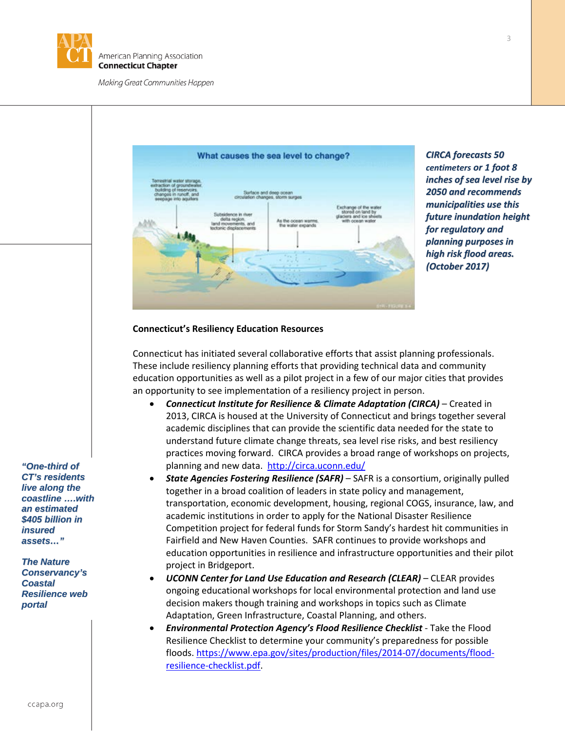*CIRCA forecasts 50 centimeters or 1 foot 8 inches of sea level rise by 2050 and recommends municipalities use this future inundation height for regulatory and planning purposes in high risk flood areas. (October 2017)*

**Connecticut's Resiliency Education Resources**

Connecticut has initiated several collaborative efforts that assist planning professionals. These include resiliency planning efforts that providing technical data and community education opportunities as well as a pilot project in a few of our major cities that provides an opportunity to see implementation of a resiliency project in person.

- ***Connecticut Institute for Resilience & Climate Adaptation (CIRCA)*** – Created in 2013, CIRCA is housed at the University of Connecticut and brings together several academic disciplines that can provide the scientific data needed for the state to understand future climate change threats, sea level rise risks, and best resiliency practices moving forward. CIRCA provides a broad range of workshops on projects, planning and new data. http://circa.uconn.edu/
- ***State Agencies Fostering Resilience (SAFR)*** – SAFR is a consortium, originally pulled together in a broad coalition of leaders in state policy and management, transportation, economic development, housing, regional COGS, insurance, law, and academic institutions in order to apply for the National Disaster Resilience Competition project for federal funds for Storm Sandy's hardest hit communities in Fairfield and New Haven Counties. SAFR continues to provide workshops and education opportunities in resilience and infrastructure opportunities and their pilot project in Bridgeport.
- ***UCONN Center for Land Use Education and Research (CLEAR)*** – CLEAR provides ongoing educational workshops for local environmental protection and land use decision makers though training and workshops in topics such as Climate Adaptation, Green Infrastructure, Coastal Planning, and others.
- ***Environmental Protection Agency's Flood Resilience Checklist*** - Take the Flood Resilience Checklist to determine your community's preparedness for possible floods. https://www.epa.gov/sites/production/files/2014-07/documents/flood-resilience-checklist.pdf.

*"One-third of CT's residents live along the coastline ….with an estimated $405 billion in insured assets…"*

*The Nature Conservancy's Coastal Resilience web portal*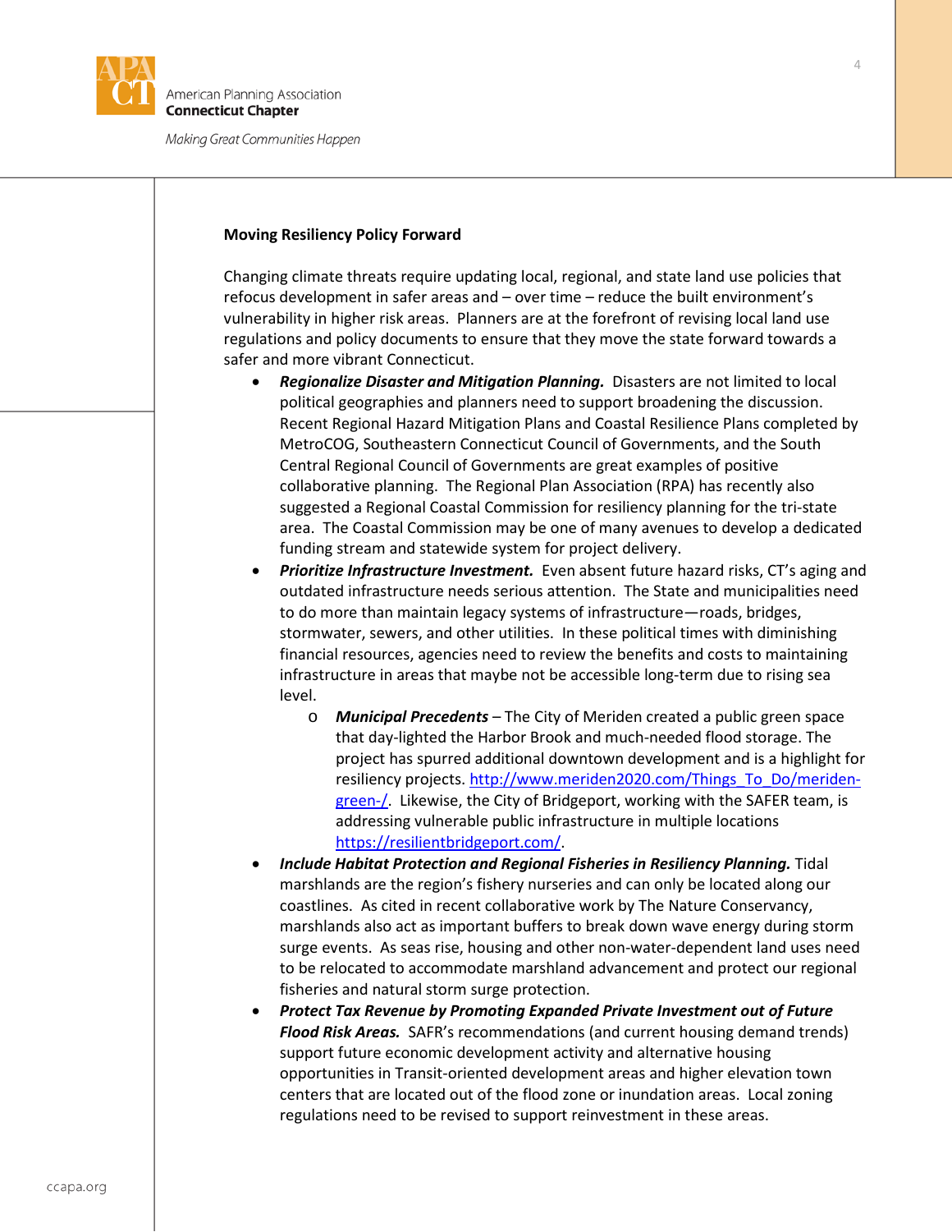**Moving Resiliency Policy Forward**

Changing climate threats require updating local, regional, and state land use policies that refocus development in safer areas and – over time – reduce the built environment's vulnerability in higher risk areas. Planners are at the forefront of revising local land use regulations and policy documents to ensure that they move the state forward towards a safer and more vibrant Connecticut.

- ***Regionalize Disaster and Mitigation Planning.*** Disasters are not limited to local political geographies and planners need to support broadening the discussion. Recent Regional Hazard Mitigation Plans and Coastal Resilience Plans completed by MetroCOG, Southeastern Connecticut Council of Governments, and the South Central Regional Council of Governments are great examples of positive collaborative planning. The Regional Plan Association (RPA) has recently also suggested a Regional Coastal Commission for resiliency planning for the tri-state area. The Coastal Commission may be one of many avenues to develop a dedicated funding stream and statewide system for project delivery.
- ***Prioritize Infrastructure Investment.*** Even absent future hazard risks, CT's aging and outdated infrastructure needs serious attention. The State and municipalities need to do more than maintain legacy systems of infrastructure—roads, bridges, stormwater, sewers, and other utilities. In these political times with diminishing financial resources, agencies need to review the benefits and costs to maintaining infrastructure in areas that maybe not be accessible long-term due to rising sea level.
  - ***Municipal Precedents*** – The City of Meriden created a public green space that day-lighted the Harbor Brook and much-needed flood storage. The project has spurred additional downtown development and is a highlight for resiliency projects. http://www.meriden2020.com/Things_To_Do/meriden-green-/. Likewise, the City of Bridgeport, working with the SAFER team, is addressing vulnerable public infrastructure in multiple locations https://resilientbridgeport.com/.
- ***Include Habitat Protection and Regional Fisheries in Resiliency Planning.*** Tidal marshlands are the region's fishery nurseries and can only be located along our coastlines. As cited in recent collaborative work by The Nature Conservancy, marshlands also act as important buffers to break down wave energy during storm surge events. As seas rise, housing and other non-water-dependent land uses need to be relocated to accommodate marshland advancement and protect our regional fisheries and natural storm surge protection.
- ***Protect Tax Revenue by Promoting Expanded Private Investment out of Future Flood Risk Areas.*** SAFR's recommendations (and current housing demand trends) support future economic development activity and alternative housing opportunities in Transit-oriented development areas and higher elevation town centers that are located out of the flood zone or inundation areas. Local zoning regulations need to be revised to support reinvestment in these areas.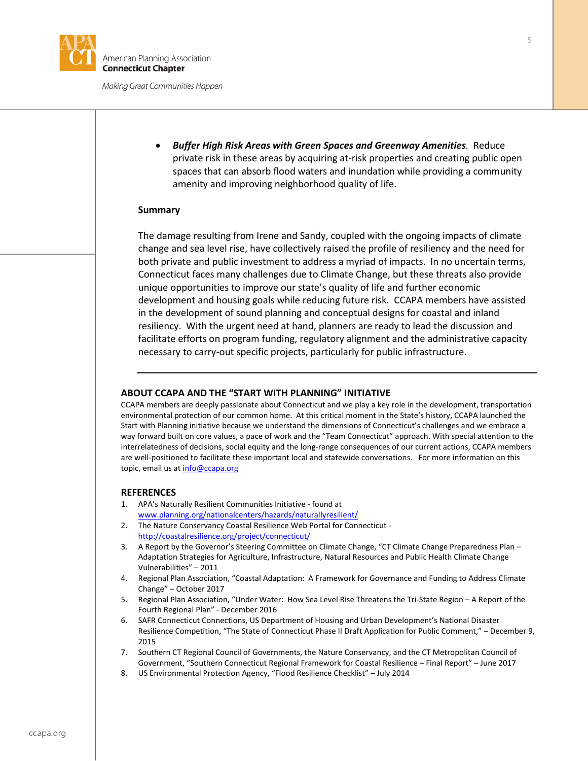- ***Buffer High Risk Areas with Green Spaces and Greenway Amenities.*** Reduce private risk in these areas by acquiring at-risk properties and creating public open spaces that can absorb flood waters and inundation while providing a community amenity and improving neighborhood quality of life.

**Summary**

The damage resulting from Irene and Sandy, coupled with the ongoing impacts of climate change and sea level rise, have collectively raised the profile of resiliency and the need for both private and public investment to address a myriad of impacts. In no uncertain terms, Connecticut faces many challenges due to Climate Change, but these threats also provide unique opportunities to improve our state's quality of life and further economic development and housing goals while reducing future risk. CCAPA members have assisted in the development of sound planning and conceptual designs for coastal and inland resiliency. With the urgent need at hand, planners are ready to lead the discussion and facilitate efforts on program funding, regulatory alignment and the administrative capacity necessary to carry-out specific projects, particularly for public infrastructure.

---

## ABOUT CCAPA AND THE "START WITH PLANNING" INITIATIVE

CCAPA members are deeply passionate about Connecticut and we play a key role in the development, transportation environmental protection of our common home. At this critical moment in the State's history, CCAPA launched the Start with Planning initiative because we understand the dimensions of Connecticut's challenges and we embrace a way forward built on core values, a pace of work and the "Team Connecticut" approach. With special attention to the interrelatedness of decisions, social equity and the long-range consequences of our current actions, CCAPA members are well-positioned to facilitate these important local and statewide conversations. For more information on this topic, email us at info@ccapa.org

## REFERENCES

1. APA's Naturally Resilient Communities Initiative - found at www.planning.org/nationalcenters/hazards/naturallyresilient/
2. The Nature Conservancy Coastal Resilience Web Portal for Connecticut - http://coastalresilience.org/project/connecticut/
3. A Report by the Governor's Steering Committee on Climate Change, "CT Climate Change Preparedness Plan – Adaptation Strategies for Agriculture, Infrastructure, Natural Resources and Public Health Climate Change Vulnerabilities" – 2011
4. Regional Plan Association, "Coastal Adaptation: A Framework for Governance and Funding to Address Climate Change" – October 2017
5. Regional Plan Association, "Under Water: How Sea Level Rise Threatens the Tri-State Region – A Report of the Fourth Regional Plan" - December 2016
6. SAFR Connecticut Connections, US Department of Housing and Urban Development's National Disaster Resilience Competition, "The State of Connecticut Phase II Draft Application for Public Comment," – December 9, 2015
7. Southern CT Regional Council of Governments, the Nature Conservancy, and the CT Metropolitan Council of Government, "Southern Connecticut Regional Framework for Coastal Resilience – Final Report" – June 2017
8. US Environmental Protection Agency, "Flood Resilience Checklist" – July 2014